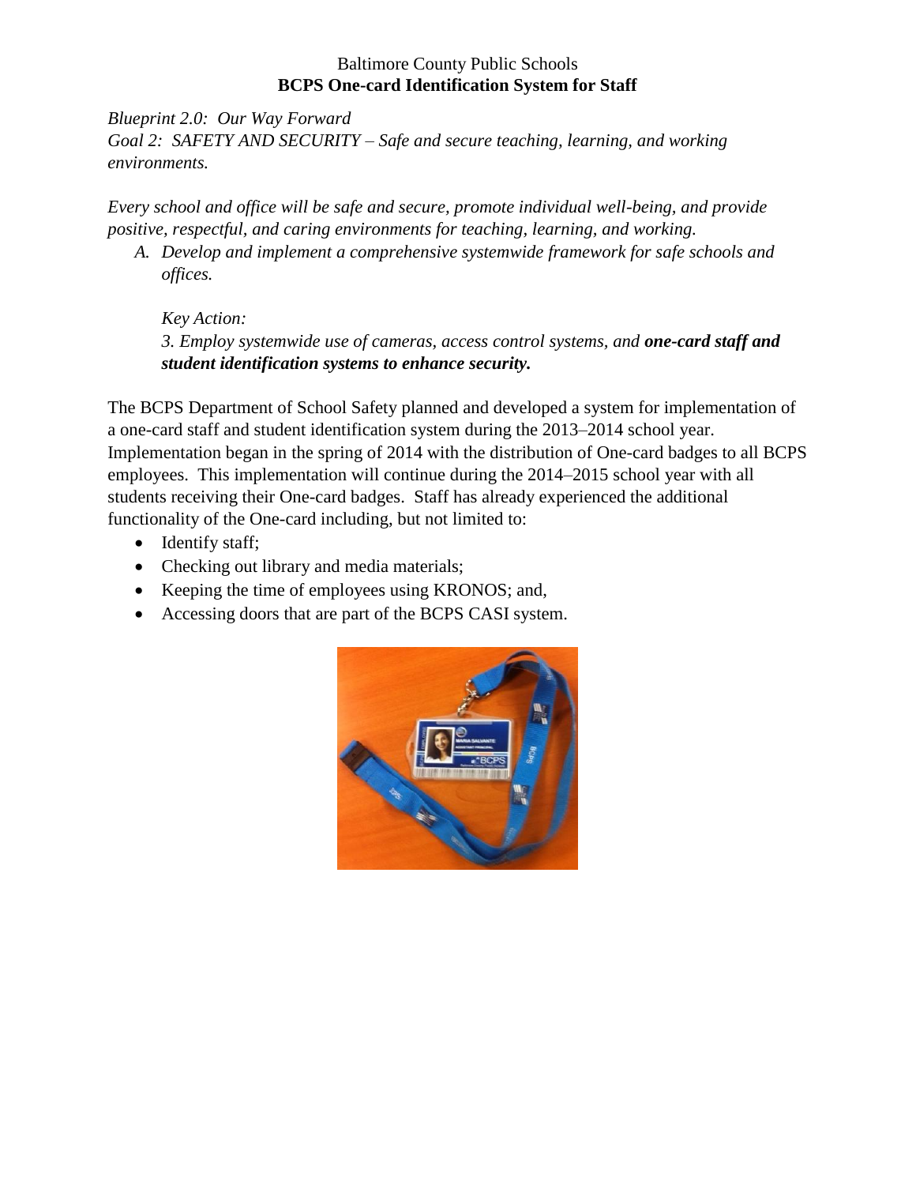Baltimore County Public Schools

# BCPS One-card Identification System for Staff

*Blueprint 2.0: Our Way Forward*
*Goal 2: SAFETY AND SECURITY – Safe and secure teaching, learning, and working environments.*

*Every school and office will be safe and secure, promote individual well-being, and provide positive, respectful, and caring environments for teaching, learning, and working.*

A. *Develop and implement a comprehensive systemwide framework for safe schools and offices.*

   *Key Action:*
   *3. Employ systemwide use of cameras, access control systems, and* ***one-card staff and student identification systems to enhance security.***

The BCPS Department of School Safety planned and developed a system for implementation of a one-card staff and student identification system during the 2013–2014 school year. Implementation began in the spring of 2014 with the distribution of One-card badges to all BCPS employees. This implementation will continue during the 2014–2015 school year with all students receiving their One-card badges. Staff has already experienced the additional functionality of the One-card including, but not limited to:

- Identify staff;
- Checking out library and media materials;
- Keeping the time of employees using KRONOS; and,
- Accessing doors that are part of the BCPS CASI system.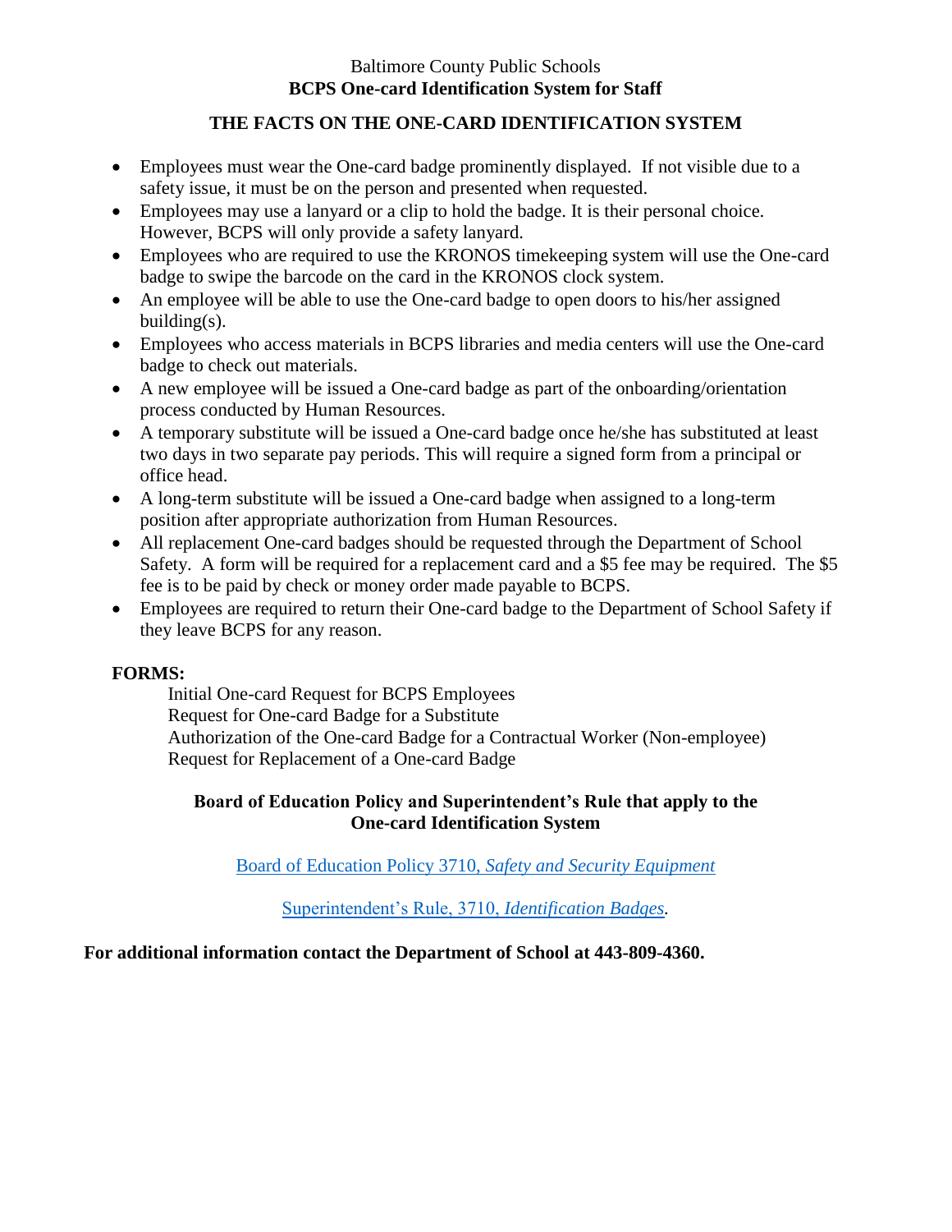Baltimore County Public Schools
**BCPS One-card Identification System for Staff**

## THE FACTS ON THE ONE-CARD IDENTIFICATION SYSTEM

- Employees must wear the One-card badge prominently displayed. If not visible due to a safety issue, it must be on the person and presented when requested.
- Employees may use a lanyard or a clip to hold the badge. It is their personal choice. However, BCPS will only provide a safety lanyard.
- Employees who are required to use the KRONOS timekeeping system will use the One-card badge to swipe the barcode on the card in the KRONOS clock system.
- An employee will be able to use the One-card badge to open doors to his/her assigned building(s).
- Employees who access materials in BCPS libraries and media centers will use the One-card badge to check out materials.
- A new employee will be issued a One-card badge as part of the onboarding/orientation process conducted by Human Resources.
- A temporary substitute will be issued a One-card badge once he/she has substituted at least two days in two separate pay periods. This will require a signed form from a principal or office head.
- A long-term substitute will be issued a One-card badge when assigned to a long-term position after appropriate authorization from Human Resources.
- All replacement One-card badges should be requested through the Department of School Safety. A form will be required for a replacement card and a $5 fee may be required. The $5 fee is to be paid by check or money order made payable to BCPS.
- Employees are required to return their One-card badge to the Department of School Safety if they leave BCPS for any reason.

**FORMS:**

Initial One-card Request for BCPS Employees
Request for One-card Badge for a Substitute
Authorization of the One-card Badge for a Contractual Worker (Non-employee)
Request for Replacement of a One-card Badge

**Board of Education Policy and Superintendent's Rule that apply to the One-card Identification System**

Board of Education Policy 3710, *Safety and Security Equipment*

Superintendent's Rule, 3710, *Identification Badges*.

**For additional information contact the Department of School at 443-809-4360.**